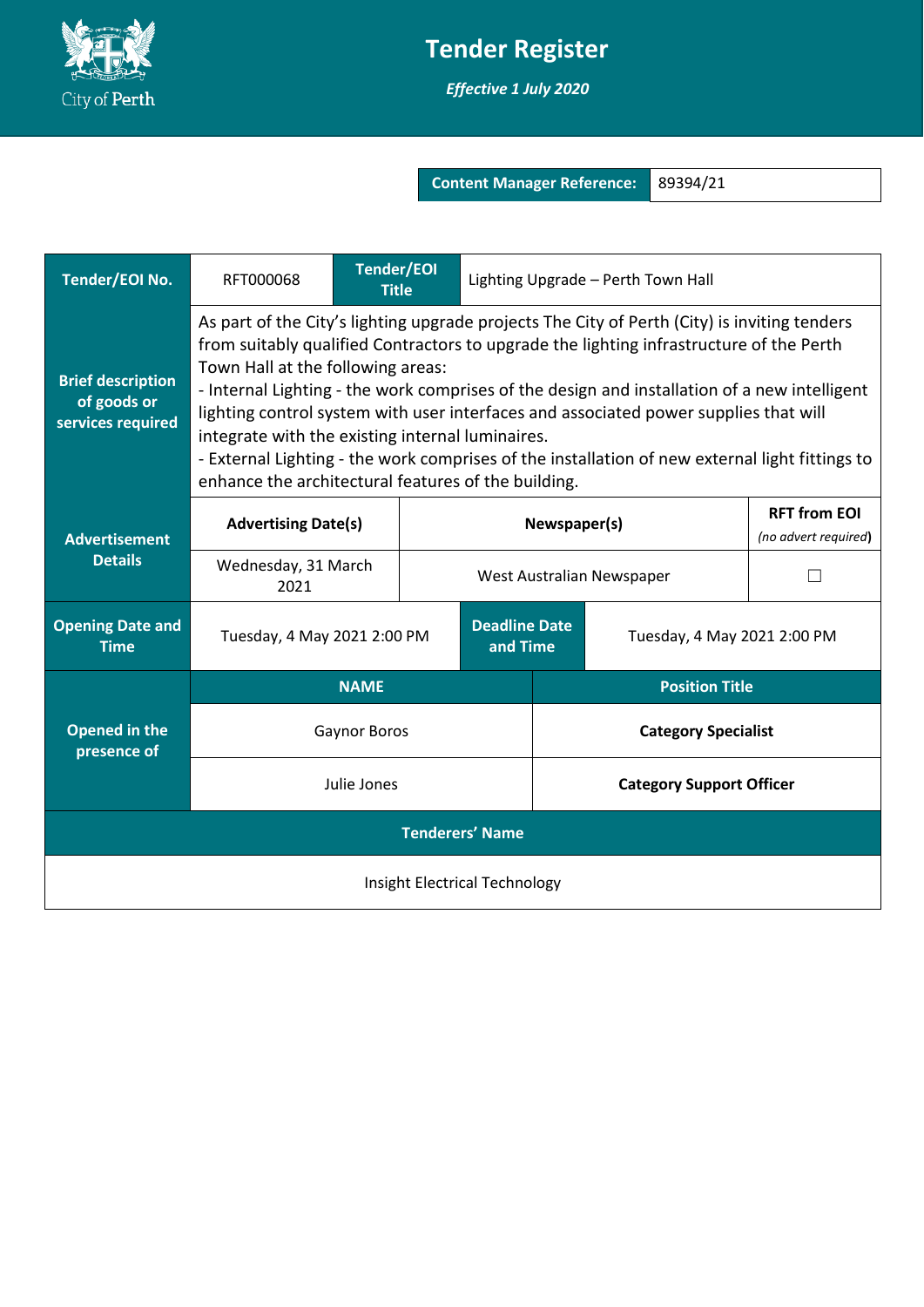# Tender Register

***Effective 1 July 2020***

| **Content Manager Reference:** | 89394/21 |
|---|---|

| **Tender/EOI No.** | RFT000068 | **Tender/EOI Title** | Lighting Upgrade – Perth Town Hall |
|---|---|---|---|
| **Brief description of goods or services required** | As part of the City's lighting upgrade projects The City of Perth (City) is inviting tenders from suitably qualified Contractors to upgrade the lighting infrastructure of the Perth Town Hall at the following areas:<br>- Internal Lighting - the work comprises of the design and installation of a new intelligent lighting control system with user interfaces and associated power supplies that will integrate with the existing internal luminaires.<br>- External Lighting - the work comprises of the installation of new external light fittings to enhance the architectural features of the building. | | |

| **Advertisement Details** | **Advertising Date(s)** | **Newspaper(s)** | **RFT from EOI** *(no advert required)* |
|---|---|---|---|
| | Wednesday, 31 March 2021 | West Australian Newspaper | ☐ |

| **Opening Date and Time** | Tuesday, 4 May 2021 2:00 PM | **Deadline Date and Time** | Tuesday, 4 May 2021 2:00 PM |
|---|---|---|---|

| **Opened in the presence of** | **NAME** | **Position Title** |
|---|---|---|
| | Gaynor Boros | **Category Specialist** |
| | Julie Jones | **Category Support Officer** |

| **Tenderers' Name** |
|---|
| Insight Electrical Technology |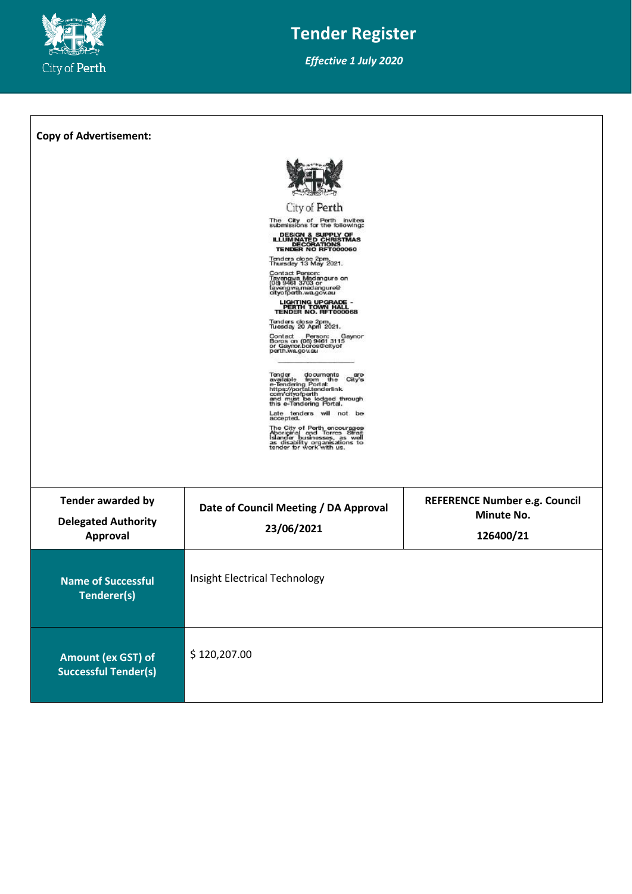# Tender Register

***Effective 1 July 2020***

**Copy of Advertisement:**

City of Perth

The City of Perth invites submissions for the following:

**DESIGN & SUPPLY OF ILLUMINATED CHRISTMAS DECORATIONS TENDER NO RFT000060**

Tenders close 2pm, Thursday 13 May 2021.

Contact Person: Tavengwa Madangure on (08) 9461 3703 or tavengwa.madangure@cityofperth.wa.gov.au

**LIGHTING UPGRADE - PERTH TOWN HALL TENDER NO. RFT000068**

Tenders close 2pm, Tuesday 20 April 2021.

Contact Person: Gaynor Boros on (08) 9461 3115 or Gaynor.boros@cityofperth.wa.gov.au

Tender documents are available from the City's e-Tendering Portal: https://portal.tenderlink.com/cityofperth and must be lodged through this e-Tendering Portal.

Late tenders will not be accepted.

The City of Perth encourages Aboriginal and Torres Strait Islander businesses, as well as disability organisations to tender for work with us.

| Tender awarded by Delegated Authority Approval | Date of Council Meeting / DA Approval 23/06/2021 | REFERENCE Number e.g. Council Minute No. 126400/21 |
|---|---|---|
| **Name of Successful Tenderer(s)** | Insight Electrical Technology | |
| **Amount (ex GST) of Successful Tender(s)** | $ 120,207.00 | |